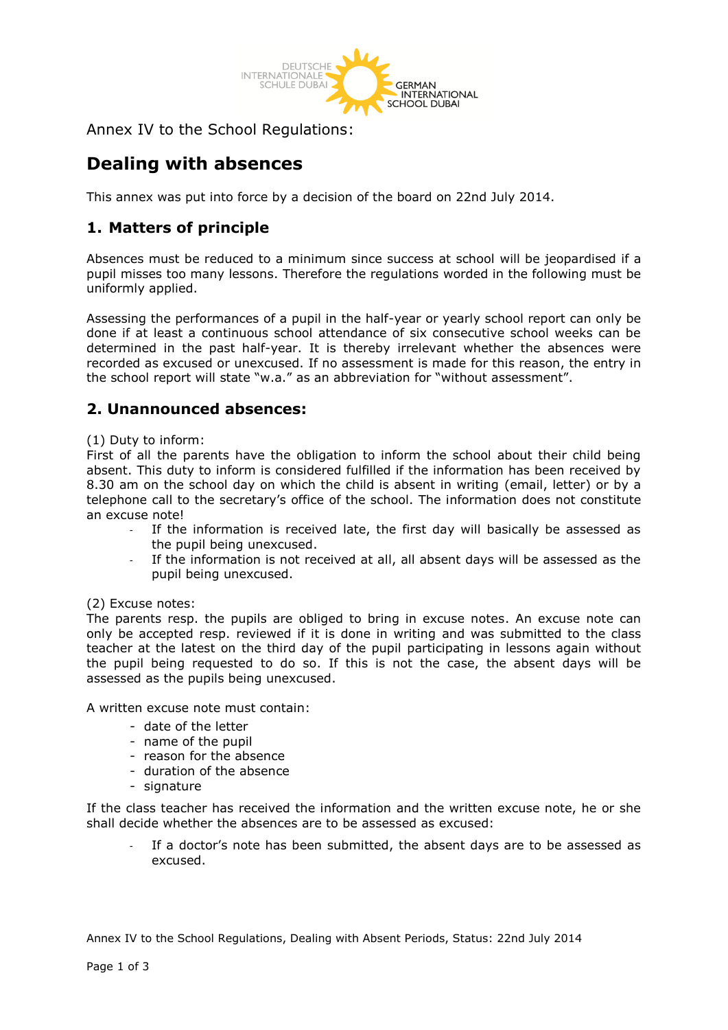Annex IV to the School Regulations:

# Dealing with absences

This annex was put into force by a decision of the board on 22nd July 2014.

## 1. Matters of principle

Absences must be reduced to a minimum since success at school will be jeopardised if a pupil misses too many lessons. Therefore the regulations worded in the following must be uniformly applied.

Assessing the performances of a pupil in the half-year or yearly school report can only be done if at least a continuous school attendance of six consecutive school weeks can be determined in the past half-year. It is thereby irrelevant whether the absences were recorded as excused or unexcused. If no assessment is made for this reason, the entry in the school report will state "w.a." as an abbreviation for "without assessment".

## 2. Unannounced absences:

(1) Duty to inform:
First of all the parents have the obligation to inform the school about their child being absent. This duty to inform is considered fulfilled if the information has been received by 8.30 am on the school day on which the child is absent in writing (email, letter) or by a telephone call to the secretary's office of the school. The information does not constitute an excuse note!

- If the information is received late, the first day will basically be assessed as the pupil being unexcused.
- If the information is not received at all, all absent days will be assessed as the pupil being unexcused.

(2) Excuse notes:
The parents resp. the pupils are obliged to bring in excuse notes. An excuse note can only be accepted resp. reviewed if it is done in writing and was submitted to the class teacher at the latest on the third day of the pupil participating in lessons again without the pupil being requested to do so. If this is not the case, the absent days will be assessed as the pupils being unexcused.

A written excuse note must contain:

- date of the letter
- name of the pupil
- reason for the absence
- duration of the absence
- signature

If the class teacher has received the information and the written excuse note, he or she shall decide whether the absences are to be assessed as excused:

- If a doctor's note has been submitted, the absent days are to be assessed as excused.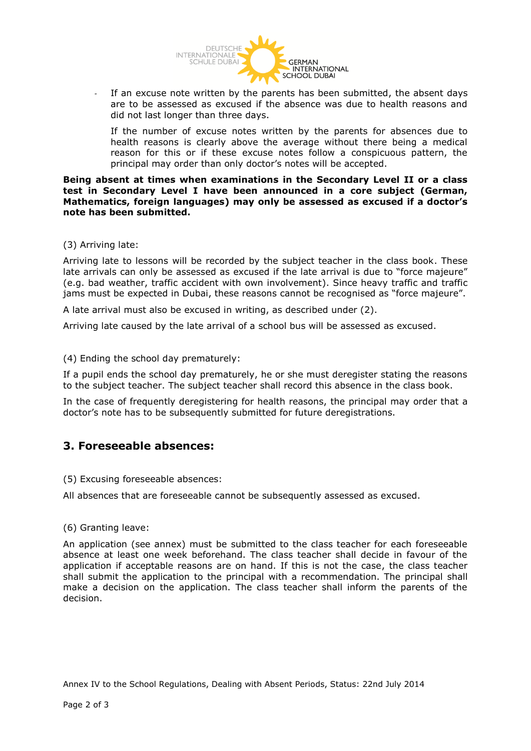- If an excuse note written by the parents has been submitted, the absent days are to be assessed as excused if the absence was due to health reasons and did not last longer than three days.

  If the number of excuse notes written by the parents for absences due to health reasons is clearly above the average without there being a medical reason for this or if these excuse notes follow a conspicuous pattern, the principal may order than only doctor's notes will be accepted.

**Being absent at times when examinations in the Secondary Level II or a class test in Secondary Level I have been announced in a core subject (German, Mathematics, foreign languages) may only be assessed as excused if a doctor's note has been submitted.**

(3) Arriving late:

Arriving late to lessons will be recorded by the subject teacher in the class book. These late arrivals can only be assessed as excused if the late arrival is due to "force majeure" (e.g. bad weather, traffic accident with own involvement). Since heavy traffic and traffic jams must be expected in Dubai, these reasons cannot be recognised as "force majeure".

A late arrival must also be excused in writing, as described under (2).

Arriving late caused by the late arrival of a school bus will be assessed as excused.

(4) Ending the school day prematurely:

If a pupil ends the school day prematurely, he or she must deregister stating the reasons to the subject teacher. The subject teacher shall record this absence in the class book.

In the case of frequently deregistering for health reasons, the principal may order that a doctor's note has to be subsequently submitted for future deregistrations.

## 3. Foreseeable absences:

(5) Excusing foreseeable absences:

All absences that are foreseeable cannot be subsequently assessed as excused.

(6) Granting leave:

An application (see annex) must be submitted to the class teacher for each foreseeable absence at least one week beforehand. The class teacher shall decide in favour of the application if acceptable reasons are on hand. If this is not the case, the class teacher shall submit the application to the principal with a recommendation. The principal shall make a decision on the application. The class teacher shall inform the parents of the decision.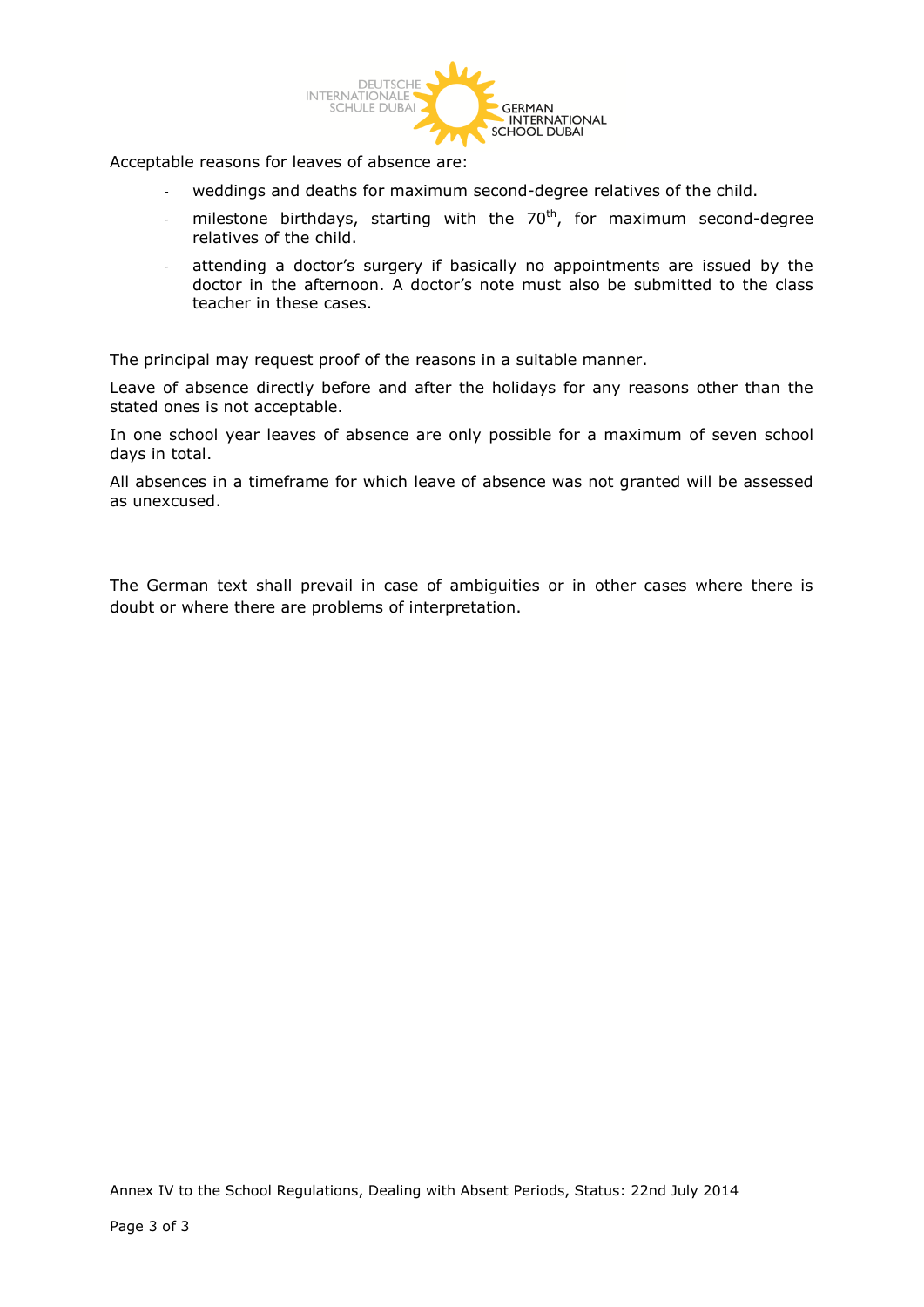Acceptable reasons for leaves of absence are:

- weddings and deaths for maximum second-degree relatives of the child.
- milestone birthdays, starting with the 70th, for maximum second-degree relatives of the child.
- attending a doctor's surgery if basically no appointments are issued by the doctor in the afternoon. A doctor's note must also be submitted to the class teacher in these cases.

The principal may request proof of the reasons in a suitable manner.

Leave of absence directly before and after the holidays for any reasons other than the stated ones is not acceptable.

In one school year leaves of absence are only possible for a maximum of seven school days in total.

All absences in a timeframe for which leave of absence was not granted will be assessed as unexcused.

The German text shall prevail in case of ambiguities or in other cases where there is doubt or where there are problems of interpretation.